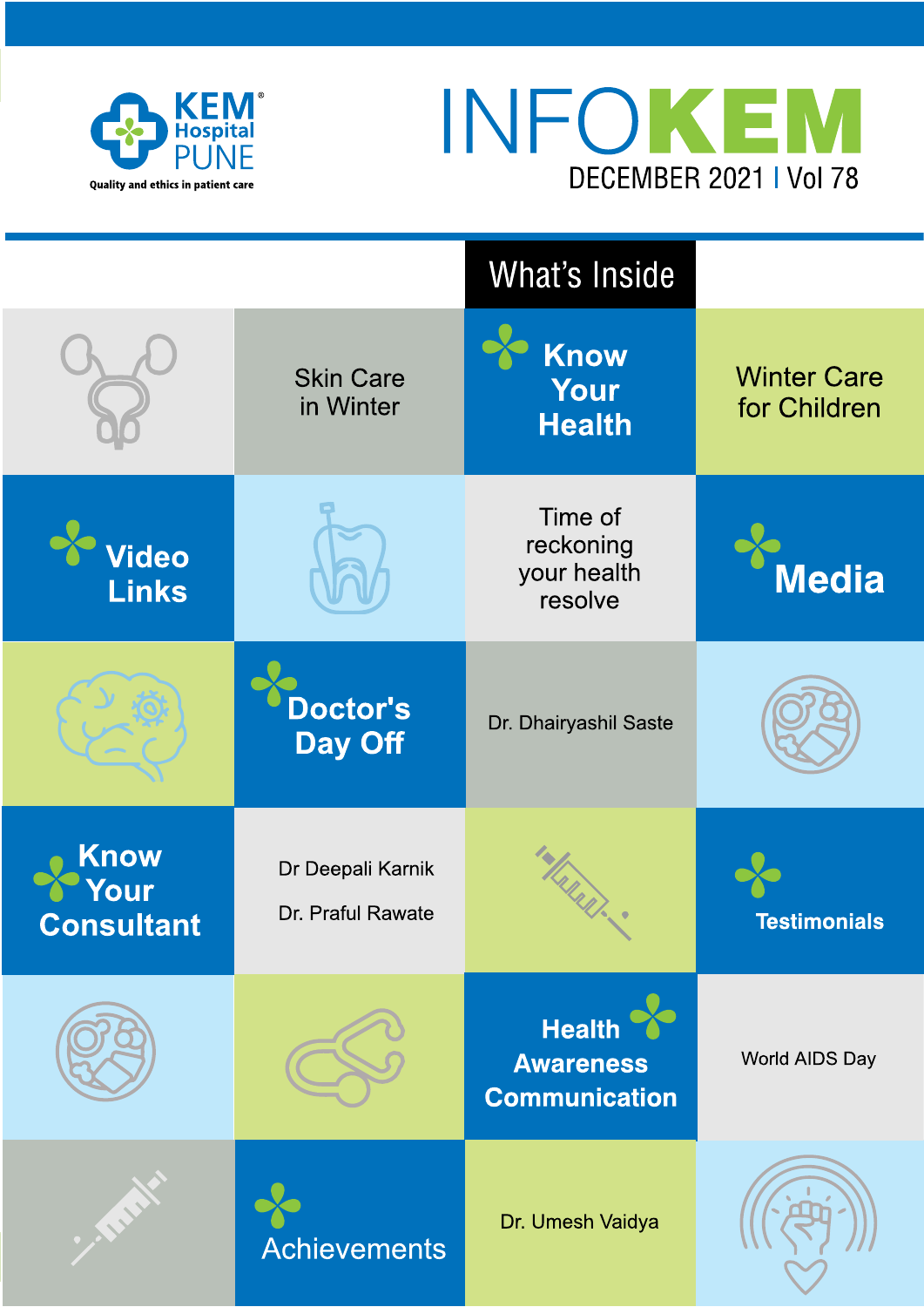KEM Hospital PUNE

Quality and ethics in patient care

# INFOKEM

DECEMBER 2021 | Vol 78

## What's Inside

Skin Care in Winter

**Know Your Health**

Winter Care for Children

**Video Links**

Time of reckoning your health resolve

**Media**

**Doctor's Day Off**

Dr. Dhairyashil Saste

**Know Your Consultant**

Dr Deepali Karnik

Dr. Praful Rawate

**Testimonials**

**Health Awareness Communication**

World AIDS Day

Achievements

Dr. Umesh Vaidya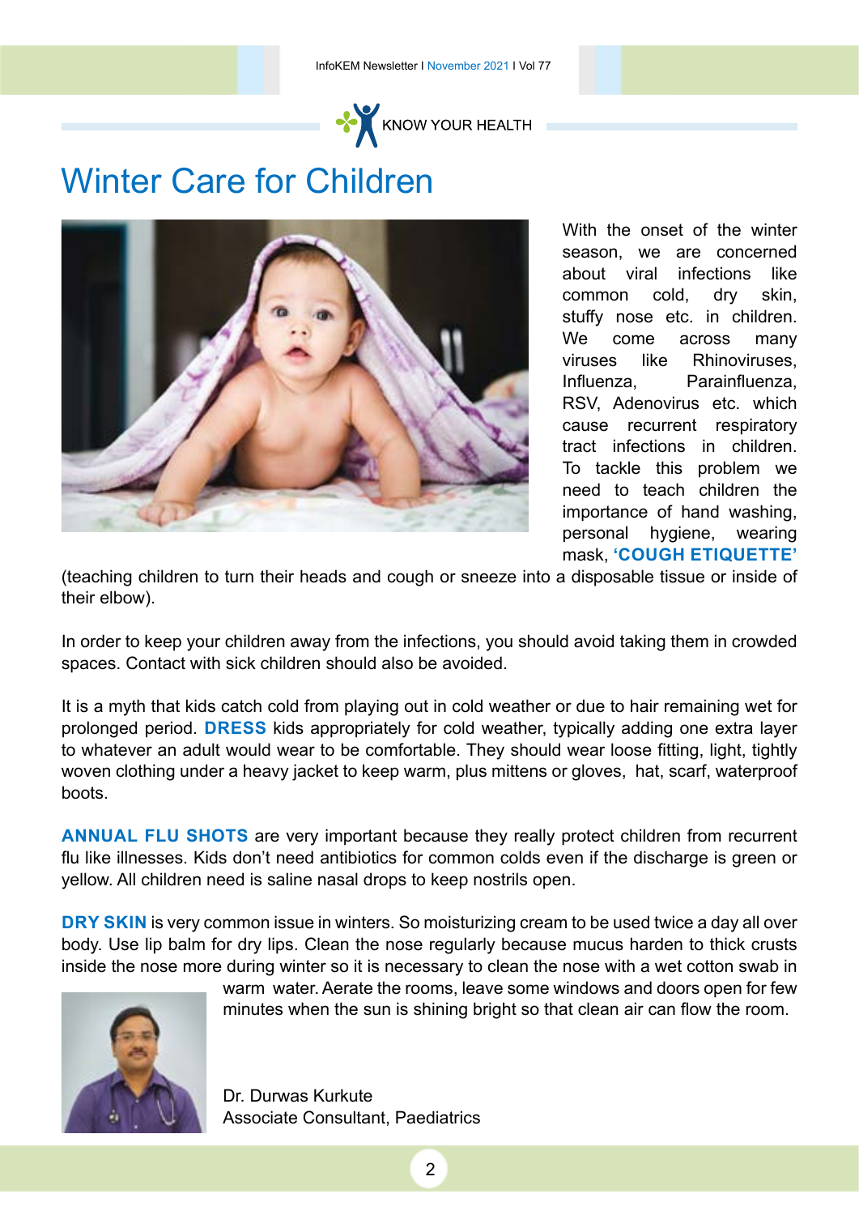KNOW YOUR HEALTH

# Winter Care for Children

With the onset of the winter season, we are concerned about viral infections like common cold, dry skin, stuffy nose etc. in children. We come across many viruses like Rhinoviruses, Influenza, Parainfluenza, RSV, Adenovirus etc. which cause recurrent respiratory tract infections in children. To tackle this problem we need to teach children the importance of hand washing, personal hygiene, wearing mask, **'COUGH ETIQUETTE'** (teaching children to turn their heads and cough or sneeze into a disposable tissue or inside of their elbow).

In order to keep your children away from the infections, you should avoid taking them in crowded spaces. Contact with sick children should also be avoided.

It is a myth that kids catch cold from playing out in cold weather or due to hair remaining wet for prolonged period. **DRESS** kids appropriately for cold weather, typically adding one extra layer to whatever an adult would wear to be comfortable. They should wear loose fitting, light, tightly woven clothing under a heavy jacket to keep warm, plus mittens or gloves, hat, scarf, waterproof boots.

**ANNUAL FLU SHOTS** are very important because they really protect children from recurrent flu like illnesses. Kids don't need antibiotics for common colds even if the discharge is green or yellow. All children need is saline nasal drops to keep nostrils open.

**DRY SKIN** is very common issue in winters. So moisturizing cream to be used twice a day all over body. Use lip balm for dry lips. Clean the nose regularly because mucus harden to thick crusts inside the nose more during winter so it is necessary to clean the nose with a wet cotton swab in warm water. Aerate the rooms, leave some windows and doors open for few minutes when the sun is shining bright so that clean air can flow the room.

Dr. Durwas Kurkute
Associate Consultant, Paediatrics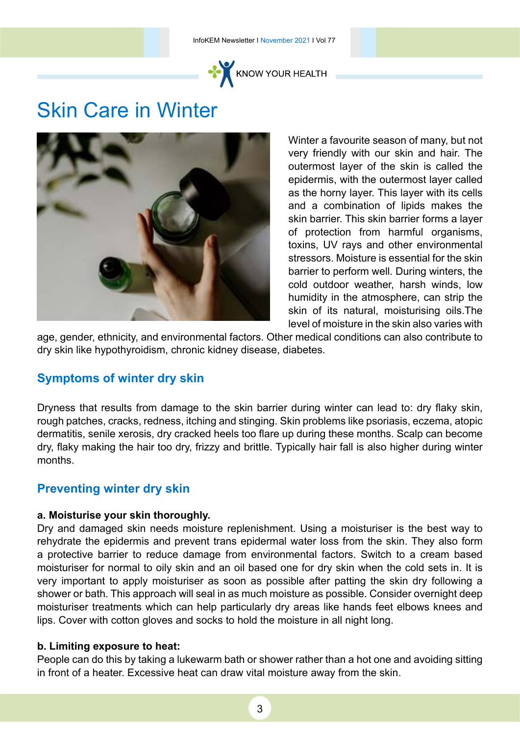KNOW YOUR HEALTH

# Skin Care in Winter

Winter a favourite season of many, but not very friendly with our skin and hair. The outermost layer of the skin is called the epidermis, with the outermost layer called as the horny layer. This layer with its cells and a combination of lipids makes the skin barrier. This skin barrier forms a layer of protection from harmful organisms, toxins, UV rays and other environmental stressors. Moisture is essential for the skin barrier to perform well. During winters, the cold outdoor weather, harsh winds, low humidity in the atmosphere, can strip the skin of its natural, moisturising oils.The level of moisture in the skin also varies with age, gender, ethnicity, and environmental factors. Other medical conditions can also contribute to dry skin like hypothyroidism, chronic kidney disease, diabetes.

## Symptoms of winter dry skin

Dryness that results from damage to the skin barrier during winter can lead to: dry flaky skin, rough patches, cracks, redness, itching and stinging. Skin problems like psoriasis, eczema, atopic dermatitis, senile xerosis, dry cracked heels too flare up during these months. Scalp can become dry, flaky making the hair too dry, frizzy and brittle. Typically hair fall is also higher during winter months.

## Preventing winter dry skin

**a. Moisturise your skin thoroughly.**

Dry and damaged skin needs moisture replenishment. Using a moisturiser is the best way to rehydrate the epidermis and prevent trans epidermal water loss from the skin. They also form a protective barrier to reduce damage from environmental factors. Switch to a cream based moisturiser for normal to oily skin and an oil based one for dry skin when the cold sets in. It is very important to apply moisturiser as soon as possible after patting the skin dry following a shower or bath. This approach will seal in as much moisture as possible. Consider overnight deep moisturiser treatments which can help particularly dry areas like hands feet elbows knees and lips. Cover with cotton gloves and socks to hold the moisture in all night long.

**b. Limiting exposure to heat:**

People can do this by taking a lukewarm bath or shower rather than a hot one and avoiding sitting in front of a heater. Excessive heat can draw vital moisture away from the skin.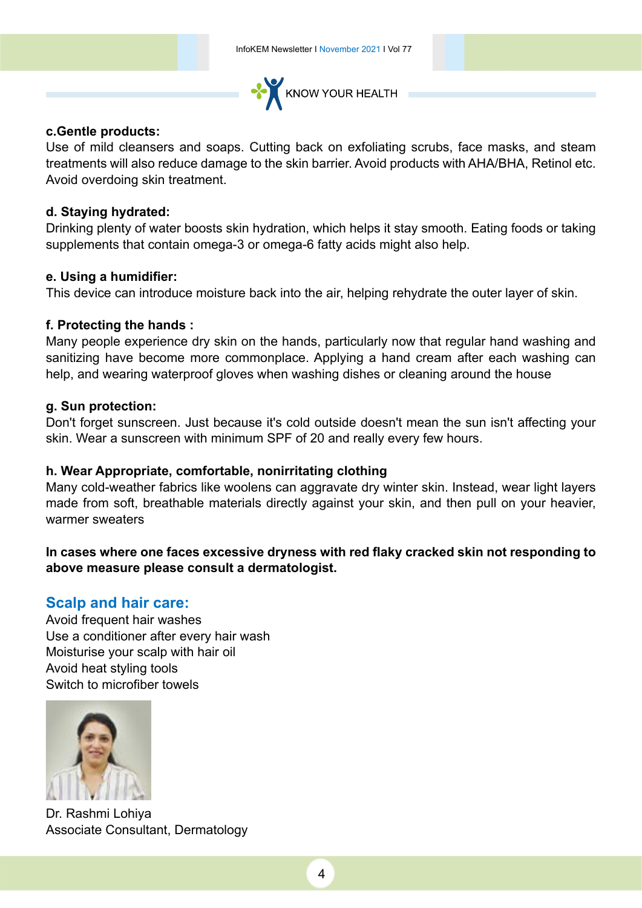KNOW YOUR HEALTH

**c.Gentle products:**

Use of mild cleansers and soaps. Cutting back on exfoliating scrubs, face masks, and steam treatments will also reduce damage to the skin barrier. Avoid products with AHA/BHA, Retinol etc. Avoid overdoing skin treatment.

**d. Staying hydrated:**

Drinking plenty of water boosts skin hydration, which helps it stay smooth. Eating foods or taking supplements that contain omega-3 or omega-6 fatty acids might also help.

**e. Using a humidifier:**

This device can introduce moisture back into the air, helping rehydrate the outer layer of skin.

**f. Protecting the hands :**

Many people experience dry skin on the hands, particularly now that regular hand washing and sanitizing have become more commonplace. Applying a hand cream after each washing can help, and wearing waterproof gloves when washing dishes or cleaning around the house

**g. Sun protection:**

Don't forget sunscreen. Just because it's cold outside doesn't mean the sun isn't affecting your skin. Wear a sunscreen with minimum SPF of 20 and really every few hours.

**h. Wear Appropriate, comfortable, nonirritating clothing**

Many cold-weather fabrics like woolens can aggravate dry winter skin. Instead, wear light layers made from soft, breathable materials directly against your skin, and then pull on your heavier, warmer sweaters

**In cases where one faces excessive dryness with red flaky cracked skin not responding to above measure please consult a dermatologist.**

## Scalp and hair care:

Avoid frequent hair washes
Use a conditioner after every hair wash
Moisturise your scalp with hair oil
Avoid heat styling tools
Switch to microfiber towels

Dr. Rashmi Lohiya
Associate Consultant, Dermatology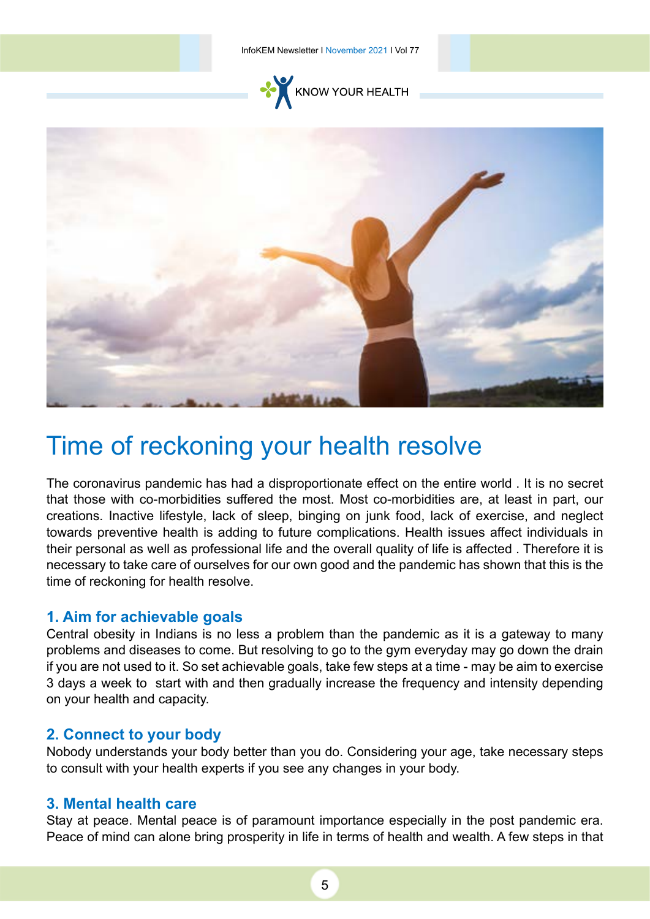KNOW YOUR HEALTH

# Time of reckoning your health resolve

The coronavirus pandemic has had a disproportionate effect on the entire world . It is no secret that those with co-morbidities suffered the most. Most co-morbidities are, at least in part, our creations. Inactive lifestyle, lack of sleep, binging on junk food, lack of exercise, and neglect towards preventive health is adding to future complications. Health issues affect individuals in their personal as well as professional life and the overall quality of life is affected . Therefore it is necessary to take care of ourselves for our own good and the pandemic has shown that this is the time of reckoning for health resolve.

### 1. Aim for achievable goals

Central obesity in Indians is no less a problem than the pandemic as it is a gateway to many problems and diseases to come. But resolving to go to the gym everyday may go down the drain if you are not used to it. So set achievable goals, take few steps at a time - may be aim to exercise 3 days a week to start with and then gradually increase the frequency and intensity depending on your health and capacity.

### 2. Connect to your body

Nobody understands your body better than you do. Considering your age, take necessary steps to consult with your health experts if you see any changes in your body.

### 3. Mental health care

Stay at peace. Mental peace is of paramount importance especially in the post pandemic era. Peace of mind can alone bring prosperity in life in terms of health and wealth. A few steps in that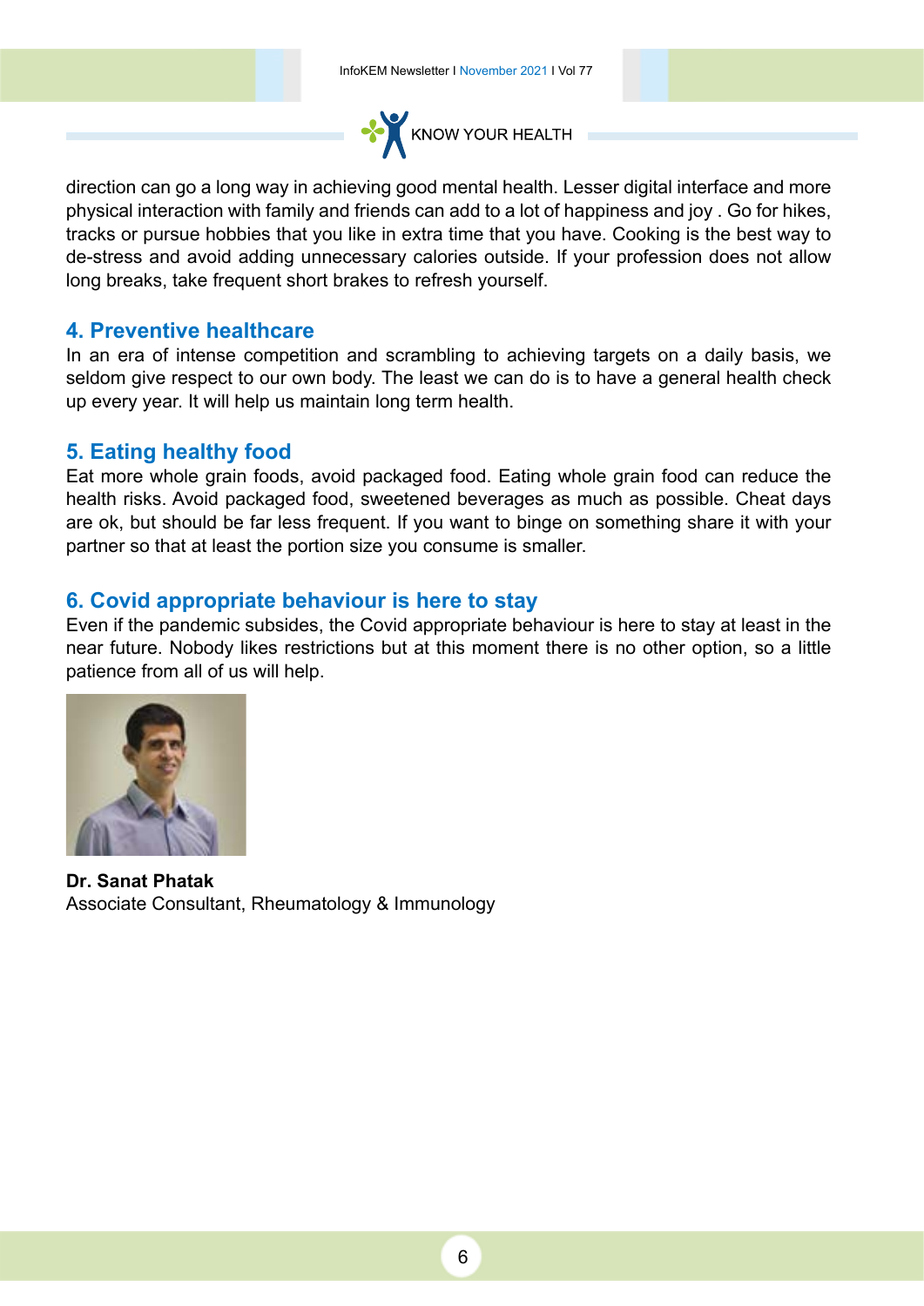direction can go a long way in achieving good mental health. Lesser digital interface and more physical interaction with family and friends can add to a lot of happiness and joy . Go for hikes, tracks or pursue hobbies that you like in extra time that you have. Cooking is the best way to de-stress and avoid adding unnecessary calories outside. If your profession does not allow long breaks, take frequent short brakes to refresh yourself.

### 4. Preventive healthcare

In an era of intense competition and scrambling to achieving targets on a daily basis, we seldom give respect to our own body. The least we can do is to have a general health check up every year. It will help us maintain long term health.

### 5. Eating healthy food

Eat more whole grain foods, avoid packaged food. Eating whole grain food can reduce the health risks. Avoid packaged food, sweetened beverages as much as possible. Cheat days are ok, but should be far less frequent. If you want to binge on something share it with your partner so that at least the portion size you consume is smaller.

### 6. Covid appropriate behaviour is here to stay

Even if the pandemic subsides, the Covid appropriate behaviour is here to stay at least in the near future. Nobody likes restrictions but at this moment there is no other option, so a little patience from all of us will help.

**Dr. Sanat Phatak**
Associate Consultant, Rheumatology & Immunology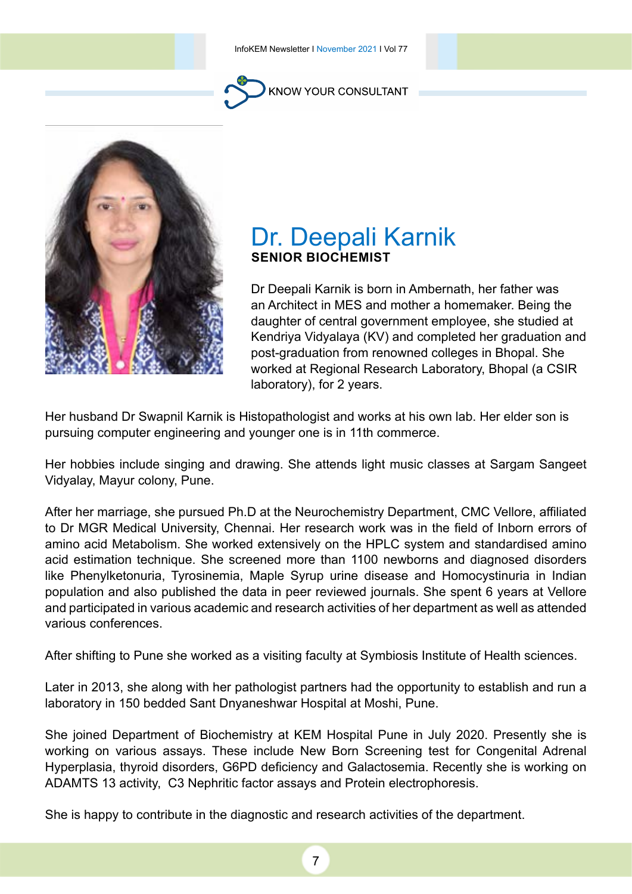KNOW YOUR CONSULTANT

# Dr. Deepali Karnik

**SENIOR BIOCHEMIST**

Dr Deepali Karnik is born in Ambernath, her father was an Architect in MES and mother a homemaker. Being the daughter of central government employee, she studied at Kendriya Vidyalaya (KV) and completed her graduation and post-graduation from renowned colleges in Bhopal. She worked at Regional Research Laboratory, Bhopal (a CSIR laboratory), for 2 years.

Her husband Dr Swapnil Karnik is Histopathologist and works at his own lab. Her elder son is pursuing computer engineering and younger one is in 11th commerce.

Her hobbies include singing and drawing. She attends light music classes at Sargam Sangeet Vidyalay, Mayur colony, Pune.

After her marriage, she pursued Ph.D at the Neurochemistry Department, CMC Vellore, affiliated to Dr MGR Medical University, Chennai. Her research work was in the field of Inborn errors of amino acid Metabolism. She worked extensively on the HPLC system and standardised amino acid estimation technique. She screened more than 1100 newborns and diagnosed disorders like Phenylketonuria, Tyrosinemia, Maple Syrup urine disease and Homocystinuria in Indian population and also published the data in peer reviewed journals. She spent 6 years at Vellore and participated in various academic and research activities of her department as well as attended various conferences.

After shifting to Pune she worked as a visiting faculty at Symbiosis Institute of Health sciences.

Later in 2013, she along with her pathologist partners had the opportunity to establish and run a laboratory in 150 bedded Sant Dnyaneshwar Hospital at Moshi, Pune.

She joined Department of Biochemistry at KEM Hospital Pune in July 2020. Presently she is working on various assays. These include New Born Screening test for Congenital Adrenal Hyperplasia, thyroid disorders, G6PD deficiency and Galactosemia. Recently she is working on ADAMTS 13 activity, C3 Nephritic factor assays and Protein electrophoresis.

She is happy to contribute in the diagnostic and research activities of the department.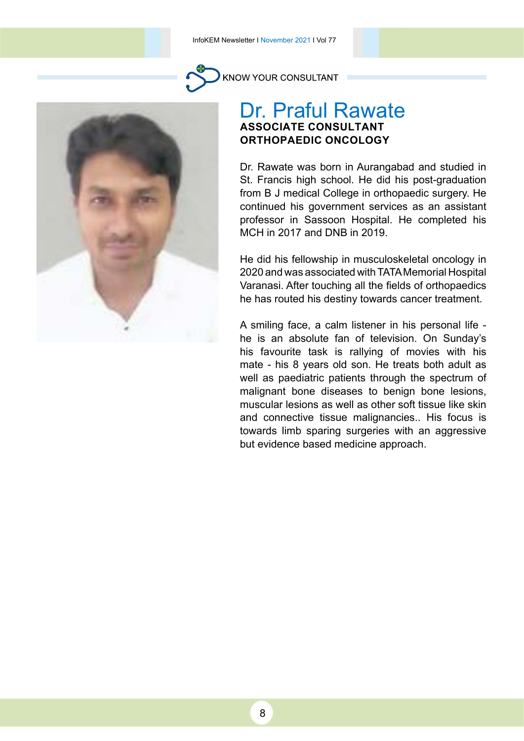KNOW YOUR CONSULTANT

# Dr. Praful Rawate

**ASSOCIATE CONSULTANT**
**ORTHOPAEDIC ONCOLOGY**

Dr. Rawate was born in Aurangabad and studied in St. Francis high school. He did his post-graduation from B J medical College in orthopaedic surgery. He continued his government services as an assistant professor in Sassoon Hospital. He completed his MCH in 2017 and DNB in 2019.

He did his fellowship in musculoskeletal oncology in 2020 and was associated with TATA Memorial Hospital Varanasi. After touching all the fields of orthopaedics he has routed his destiny towards cancer treatment.

A smiling face, a calm listener in his personal life - he is an absolute fan of television. On Sunday's his favourite task is rallying of movies with his mate - his 8 years old son. He treats both adult as well as paediatric patients through the spectrum of malignant bone diseases to benign bone lesions, muscular lesions as well as other soft tissue like skin and connective tissue malignancies.. His focus is towards limb sparing surgeries with an aggressive but evidence based medicine approach.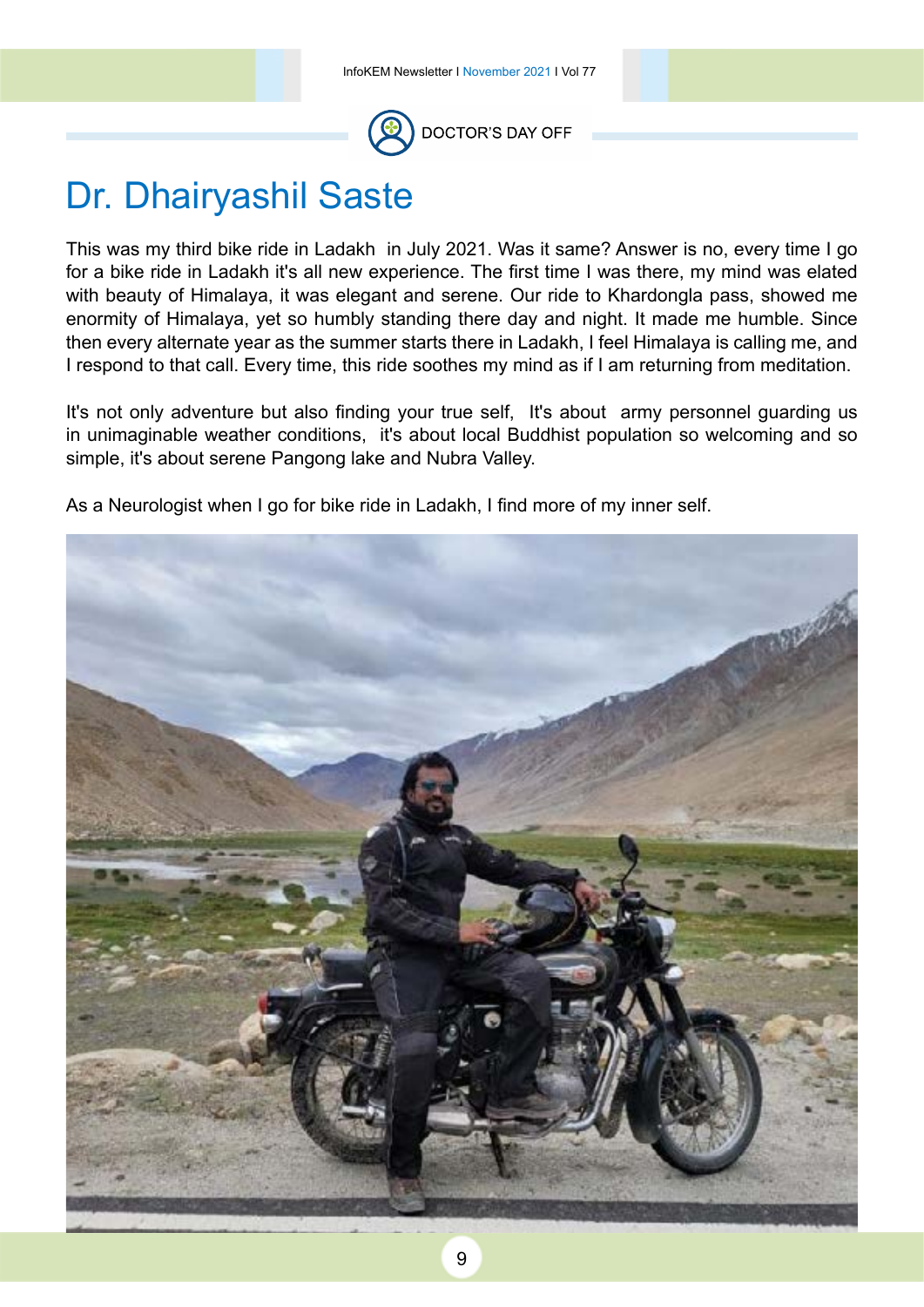DOCTOR'S DAY OFF

# Dr. Dhairyashil Saste

This was my third bike ride in Ladakh  in July 2021. Was it same? Answer is no, every time I go for a bike ride in Ladakh it's all new experience. The first time I was there, my mind was elated with beauty of Himalaya, it was elegant and serene. Our ride to Khardongla pass, showed me enormity of Himalaya, yet so humbly standing there day and night. It made me humble. Since then every alternate year as the summer starts there in Ladakh, I feel Himalaya is calling me, and I respond to that call. Every time, this ride soothes my mind as if I am returning from meditation.

It's not only adventure but also finding your true self,  It's about  army personnel guarding us in unimaginable weather conditions,  it's about local Buddhist population so welcoming and so simple, it's about serene Pangong lake and Nubra Valley.

As a Neurologist when I go for bike ride in Ladakh, I find more of my inner self.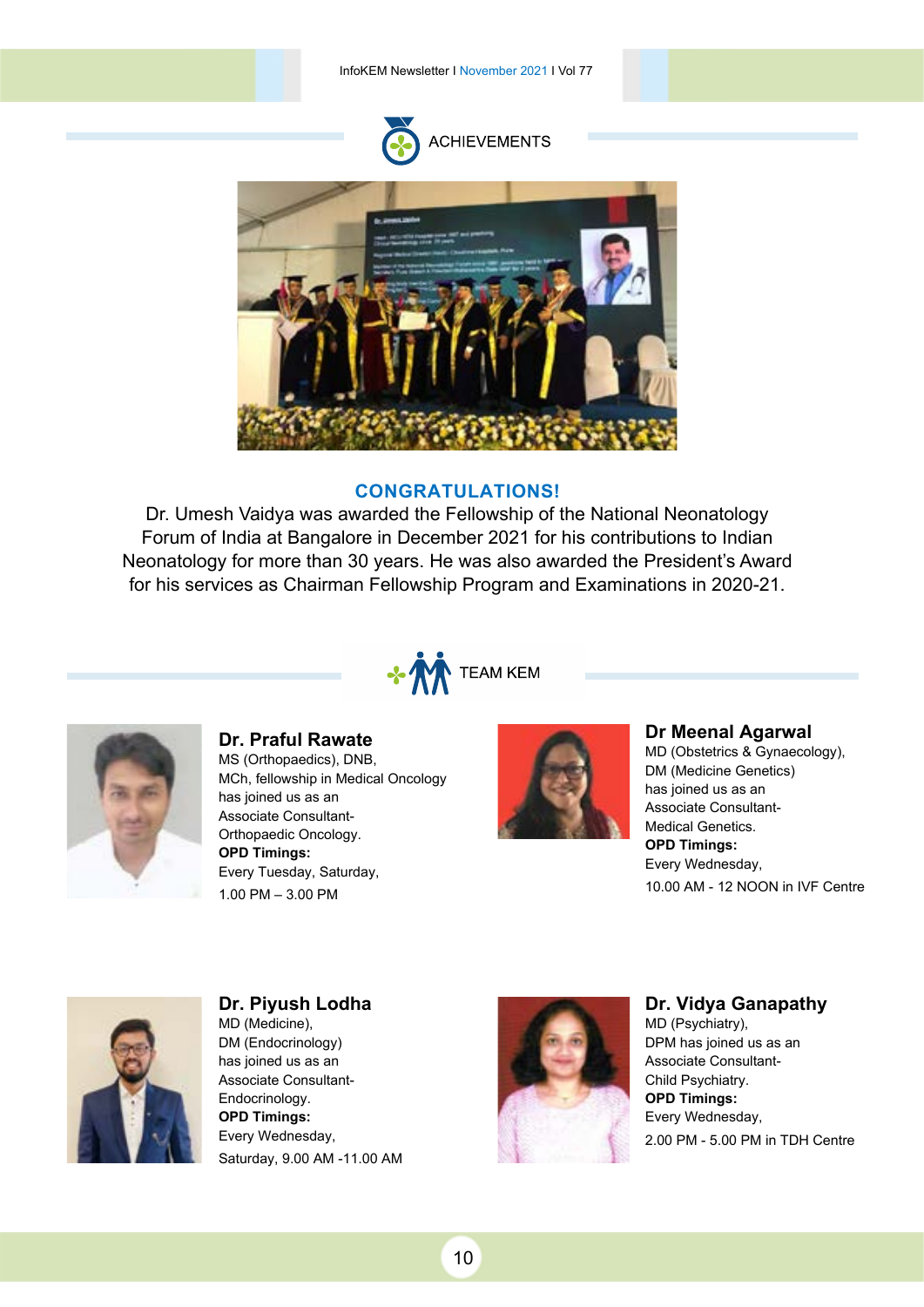## ACHIEVEMENTS

**CONGRATULATIONS!**

Dr. Umesh Vaidya was awarded the Fellowship of the National Neonatology Forum of India at Bangalore in December 2021 for his contributions to Indian Neonatology for more than 30 years. He was also awarded the President's Award for his services as Chairman Fellowship Program and Examinations in 2020-21.

## TEAM KEM

### Dr. Praful Rawate

MS (Orthopaedics), DNB,
MCh, fellowship in Medical Oncology
has joined us as an
Associate Consultant-
Orthopaedic Oncology.
**OPD Timings:**
Every Tuesday, Saturday,
1.00 PM – 3.00 PM

### Dr Meenal Agarwal

MD (Obstetrics & Gynaecology),
DM (Medicine Genetics)
has joined us as an
Associate Consultant-
Medical Genetics.
**OPD Timings:**
Every Wednesday,
10.00 AM - 12 NOON in IVF Centre

### Dr. Piyush Lodha

MD (Medicine),
DM (Endocrinology)
has joined us as an
Associate Consultant-
Endocrinology.
**OPD Timings:**
Every Wednesday,
Saturday, 9.00 AM -11.00 AM

### Dr. Vidya Ganapathy

MD (Psychiatry),
DPM has joined us as an
Associate Consultant-
Child Psychiatry.
**OPD Timings:**
Every Wednesday,
2.00 PM - 5.00 PM in TDH Centre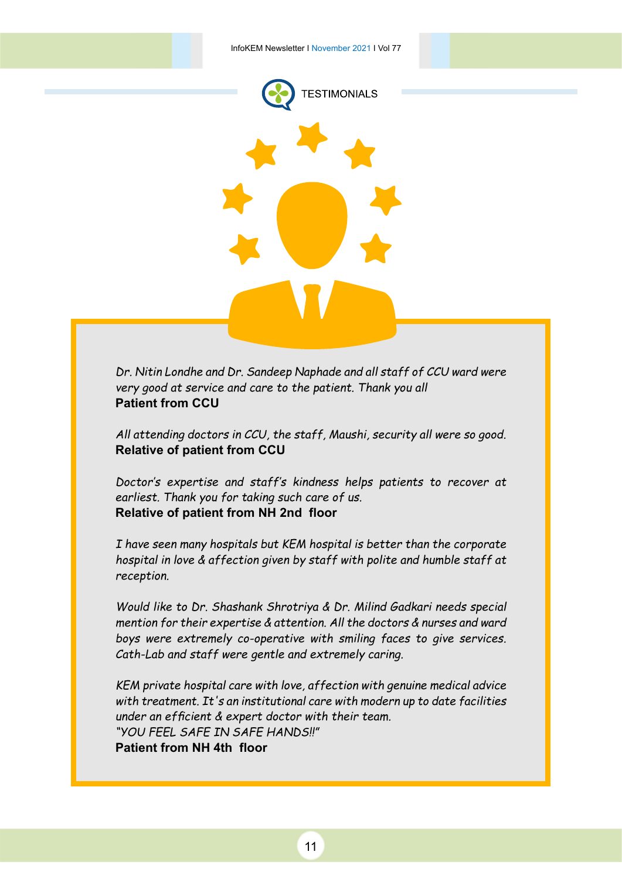## TESTIMONIALS

*Dr. Nitin Londhe and Dr. Sandeep Naphade and all staff of CCU ward were very good at service and care to the patient. Thank you all*
**Patient from CCU**

*All attending doctors in CCU, the staff, Maushi, security all were so good.*
**Relative of patient from CCU**

*Doctor's expertise and staff's kindness helps patients to recover at earliest. Thank you for taking such care of us.*
**Relative of patient from NH 2nd floor**

*I have seen many hospitals but KEM hospital is better than the corporate hospital in love & affection given by staff with polite and humble staff at reception.*

*Would like to Dr. Shashank Shrotriya & Dr. Milind Gadkari needs special mention for their expertise & attention. All the doctors & nurses and ward boys were extremely co-operative with smiling faces to give services. Cath-Lab and staff were gentle and extremely caring.*

*KEM private hospital care with love, affection with genuine medical advice with treatment. It's an institutional care with modern up to date facilities under an efficient & expert doctor with their team.*
*"YOU FEEL SAFE IN SAFE HANDS!!"*
**Patient from NH 4th floor**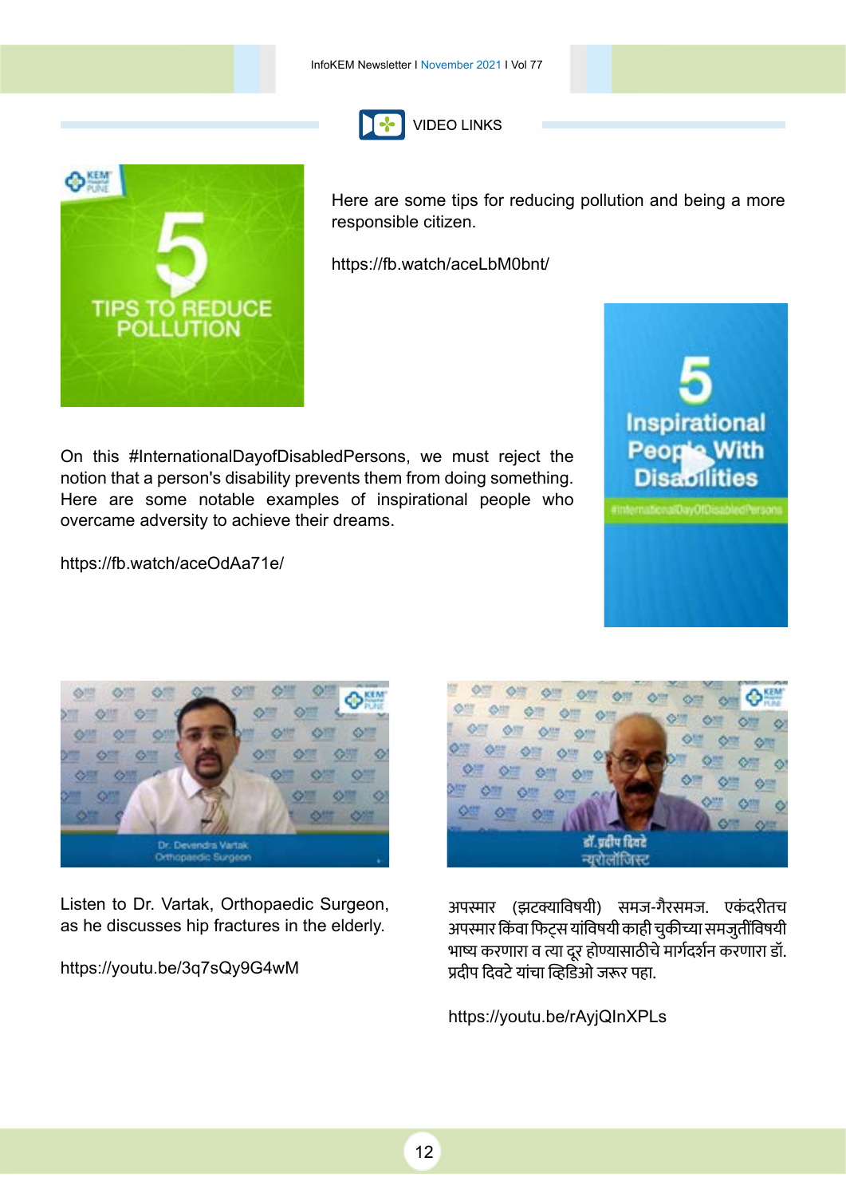## VIDEO LINKS

Here are some tips for reducing pollution and being a more responsible citizen.

https://fb.watch/aceLbM0bnt/

On this #InternationalDayofDisabledPersons, we must reject the notion that a person's disability prevents them from doing something. Here are some notable examples of inspirational people who overcame adversity to achieve their dreams.

https://fb.watch/aceOdAa71e/

Listen to Dr. Vartak, Orthopaedic Surgeon, as he discusses hip fractures in the elderly.

https://youtu.be/3q7sQy9G4wM

अपस्मार (झटक्याविषयी) समज-गैरसमज. एकंदरीतच अपस्मार किंवा फिट्स यांविषयी काही चुकीच्या समजुतींविषयी भाष्य करणारा व त्या दूर होण्यासाठीचे मार्गदर्शन करणारा डॉ. प्रदीप दिवटे यांचा व्हिडिओ जरूर पहा.

https://youtu.be/rAyjQInXPLs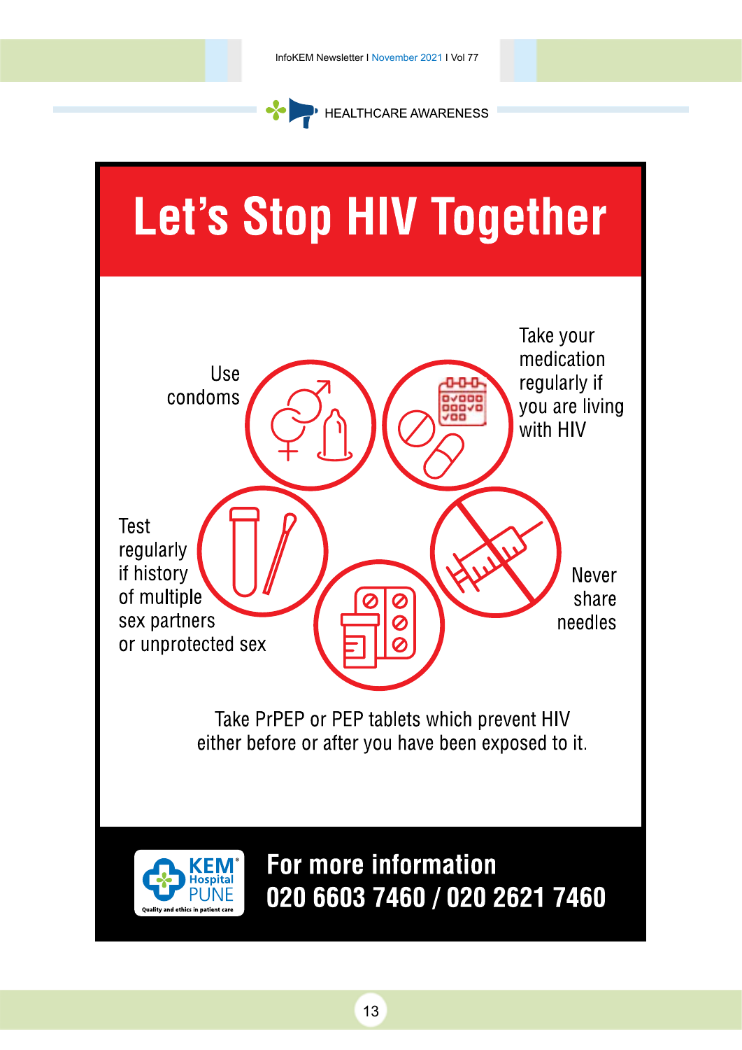HEALTHCARE AWARENESS

# Let's Stop HIV Together

Use condoms

Take your medication regularly if you are living with HIV

Test regularly if history of multiple sex partners or unprotected sex

Never share needles

Take PrPEP or PEP tablets which prevent HIV either before or after you have been exposed to it.

KEM Hospital PUNE
Quality and ethics in patient care

**For more information**
**020 6603 7460 / 020 2621 7460**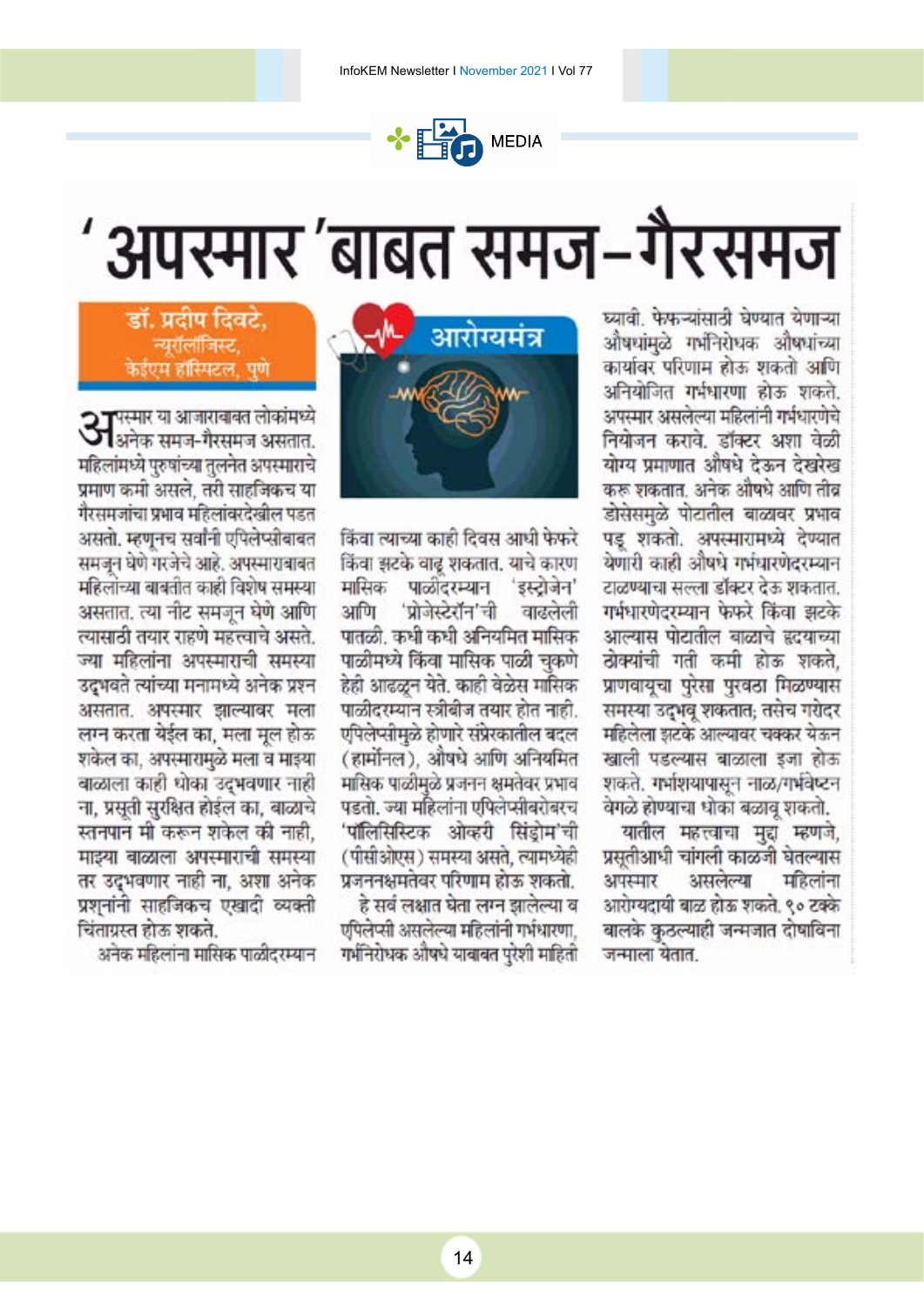MEDIA

# 'अपस्मार'बाबत समज-गैरसमज

**डॉ. प्रदीप दिवटे,**
न्यूरॉलॉजिस्ट,
केईएम हॉस्पिटल, पुणे

आरोग्यमंत्र

अपस्मार या आजाराबाबत लोकांमध्ये अनेक समज-गैरसमज असतात. महिलांमध्ये पुरुषांच्या तुलनेत अपस्माराचे प्रमाण कमी असले, तरी साहजिकच या गैरसमजांचा प्रभाव महिलांवरदेखील पडत असतो. म्हणूनच सर्वांनी एपिलेप्सीबाबत समजून घेणे गरजेचे आहे. अपस्माराबाबत महिलांच्या बाबतीत काही विशेष समस्या असतात. त्या नीट समजून घेणे आणि त्यासाठी तयार राहणे महत्त्वाचे असते. ज्या महिलांना अपस्माराची समस्या उद्भवते त्यांच्या मनामध्ये अनेक प्रश्न असतात. अपस्मार झाल्यावर मला लग्न करता येईल का, मला मूल होऊ शकेल का, अपस्मारामुळे मला व माझ्या बाळाला काही धोका उद्भवणार नाही ना, प्रसूती सुरक्षित होईल का, बाळाचे स्तनपान मी करून शकेल की नाही, माझ्या बाळाला अपस्माराची समस्या तर उद्भवणार नाही ना, अशा अनेक प्रश्नांनी साहजिकच एखादी व्यक्ती चिंताग्रस्त होऊ शकते.

अनेक महिलांना मासिक पाळीदरम्यान किंवा त्याच्या काही दिवस आधी फेफरे किंवा झटके वाढू शकतात. याचे कारण मासिक पाळीदरम्यान 'इस्ट्रोजेन' आणि 'प्रोजेस्टेरॉन'ची वाढलेली पातळी. कधी कधी अनियमित मासिक पाळीमध्ये किंवा मासिक पाळी चुकणे हेही आढळून येते. काही वेळेस मासिक पाळीदरम्यान स्त्रीबीज तयार होत नाही. एपिलेप्सीमुळे होणारे संप्रेरकातील बदल (हार्मोनल), औषधे आणि अनियमित मासिक पाळीमुळे प्रजनन क्षमतेवर प्रभाव पडतो. ज्या महिलांना एपिलेप्सीबरोबरच 'पॉलिसिस्टिक ओव्हरी सिंड्रोम'ची (पीसीओएस) समस्या असते, त्यामध्येही प्रजननक्षमतेवर परिणाम होऊ शकतो.

हे सर्व लक्षात घेता लग्न झालेल्या व एपिलेप्सी असलेल्या महिलांनी गर्भधारणा, गर्भनिरोधक औषधे याबाबत पुरेशी माहिती घ्यावी. फेफऱ्यांसाठी घेण्यात येणाऱ्या औषधांमुळे गर्भनिरोधक औषधांच्या कार्यावर परिणाम होऊ शकतो आणि अनियोजित गर्भधारणा होऊ शकते. अपस्मार असलेल्या महिलांनी गर्भधारणेचे नियोजन करावे. डॉक्टर अशा वेळी योग्य प्रमाणात औषधे देऊन देखरेख करू शकतात. अनेक औषधे आणि तीव्र डोसेसमुळे पोटातील बाळावर प्रभाव पडू शकतो. अपस्मारामध्ये देण्यात येणारी काही औषधे गर्भधारणेदरम्यान टाळण्याचा सल्ला डॉक्टर देऊ शकतात. गर्भधारणेदरम्यान फेफरे किंवा झटके आल्यास पोटातील बाळाचे हृदयाच्या ठोक्यांची गती कमी होऊ शकते, प्राणवायूचा पुरेसा पुरवठा मिळण्यास समस्या उद्भवू शकतात; तसेच गरोदर महिलेला झटके आल्यावर चक्कर येऊन खाली पडल्यास बाळाला इजा होऊ शकते. गर्भाशयापासून नाळ/गर्भवेष्टन वेगळे होण्याचा धोका बळावू शकतो.

यातील महत्त्वाचा मुद्दा म्हणजे, प्रसूतीआधी चांगली काळजी घेतल्यास अपस्मार असलेल्या महिलांना आरोग्यदायी बाळ होऊ शकते. ९० टक्के बालके कुठल्याही जन्मजात दोषाविना जन्माला येतात.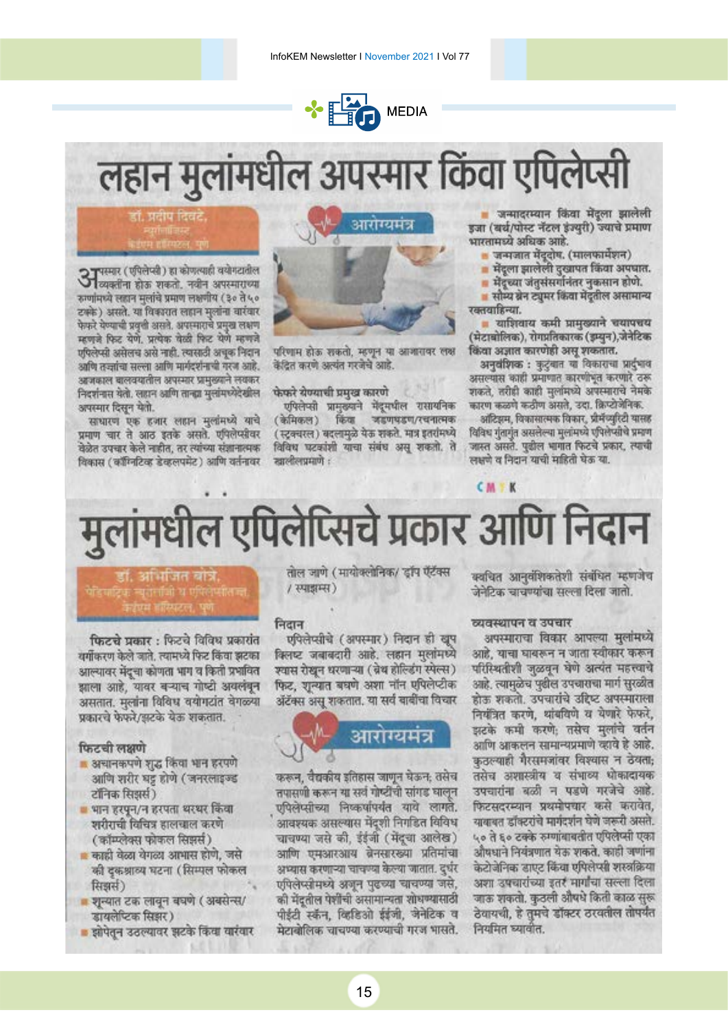MEDIA

# लहान मुलांमधील अपस्मार किंवा एपिलेप्सी

**डॉ. प्रदीप दिवटे,**
न्यूरॉलॉजिस्ट
केईएम हॉस्पिटल, पुणे

आरोग्यमंत्र

अपस्मार (एपिलेप्सी) हा कोणत्याही वयोगटातील व्यक्तींना होऊ शकतो. नवीन अपस्माराच्या रुग्णांमध्ये लहान मुलांचे प्रमाण लक्षणीय (३० ते ५० टक्के) असते. या विकारात लहान मुलांना वारंवार फेफरे येण्याची प्रवृत्ती असते. अपस्माराचे प्रमुख लक्षण म्हणजे फिट येणे. प्रत्येक वेळी फिट येणे म्हणजे एपिलेप्सी असेलच असे नाही. त्यासाठी अचूक निदान आणि तज्ज्ञांचा सल्ला आणि मार्गदर्शनाची गरज आहे. आजकाल बालवयातील अपस्मार प्रमुख्याने लवकर निदर्शनास येतो. लहान आणि तान्ह्या मुलांमध्येदेखील अपस्मार दिसून येतो.

साधारण एक हजार लहान मुलांमध्ये याचे प्रमाण चार ते आठ इतके असते. एपिलेप्सीवर वेळेत उपचार केले नाहीत, तर त्यांच्या संज्ञानात्मक विकास (कॉग्निटिव्ह डेव्हलपमेंट) आणि वर्तनावर परिणाम होऊ शकतो, म्हणून या आजारावर लक्ष केंद्रित करणे अत्यंत गरजेचे आहे.

**फेफरे येण्याची प्रमुख कारणे**

एपिलेप्सी प्रामुख्याने मेंदूमधील रासायनिक (केमिकल) किंवा जडणघडण/रचनात्मक (स्ट्रक्चरल) बदलामुळे येऊ शकते. मात्र इतरांमध्ये विविध घटकांशी याचा संबंध असू शकतो. ते खालीलप्रमाणे :

- जन्मादरम्यान किंवा मेंदूला झालेली इजा (बर्थ/पोस्ट नॅटल इंज्युरी) ज्याचे प्रमाण भारतामध्ये अधिक आहे.
- जन्मजात मेंदूदोष. (मालफॉर्मेशन)
- मेंदूला झालेली दुखापत किंवा अपघात.
- मेंदूच्या जंतुसंसर्गानंतर नुकसान होणे.
- सौम्य ब्रेन ट्यूमर किंवा मेंदूतील असामान्य रक्तवाहिन्या.
- याशिवाय कमी प्रामुख्याने चयापचय (मेटाबोलिक), रोगप्रतिकारक (इम्युन), जेनेटिक किंवा अज्ञात कारणेही असू शकतात.

**अनुवंशिक :** कुटुंबात या विकाराचा प्रादुर्भाव असल्यास काही प्रमाणात कारणीभूत करणारे ठरू शकते, तरीही काही मुलांमध्ये अपस्माराचे नेमके कारण कळणे कठीण असते, उदा. क्रिप्टोजेनिक.

ऑटिझम, विकासात्मक विकार, प्रीमॅच्युरिटी यासह विविध गुंतागुंत असलेल्या मुलांमध्ये एपिलेप्सीचे प्रमाण जास्त असते. पुढील भागात फिटचे प्रकार, त्याची लक्षणे व निदान याची माहिती घेऊ या.

# मुलांमधील एपिलेप्सिचे प्रकार आणि निदान

**डॉ. अभिजित बोत्रे,**
पेडियाट्रिक न्यूरॉलॉजी व एपिलेप्टॉलॉजिस्ट,
केईएम हॉस्पिटल, पुणे

**फिटचे प्रकार :** फिटचे विविध प्रकारांत वर्गीकरण केले जाते. त्यामध्ये फिट किंवा झटका आल्यावर मेंदूचा कोणता भाग व किती प्रभावित झाला आहे, यावर बऱ्याच गोष्टी अवलंबून असतात. मुलांना विविध वयोगटांत वेगळ्या प्रकारचे फेफरे/झटके येऊ शकतात.

**फिटची लक्षणे**

- अचानकपणे शुद्ध किंवा भान हरपणे आणि शरीर घट्ट होणे (जनरलाइज्ड टॉनिक सिझर्स)
- भान हरपून/न हरपता थरथर किंवा शरीराची विचित्र हालचाल करणे (कॉम्प्लेक्स फोकल सिझर्स)
- काही वेळा वेगळ्या आभास होणे, जसे की दृकश्राव्य घटना (सिम्पल फोकल सिझर्स)
- शून्यात टक लावून बघणे (अबसेन्स/डायलेप्टिक सिझर)
- झोपेतून उठल्यावर झटके किंवा वारंवार तोल जाणे (मायोक्लोनिक/ड्रॉप ॲटॅक्स/स्पाझम्स)

**निदान**

एपिलेप्सीचे (अपस्मार) निदान ही खूप क्लिष्ट जबाबदारी आहे. लहान मुलांमध्ये श्वास रोखून धरण्याच्या (ब्रेथ होल्डिंग स्पेल्स) फिट, शून्यात बघणे अशा नॉन एपिलेप्टीक ॲटॅक्स असू शकतात. या सर्व बाबींचा विचार करून, वैद्यकीय इतिहास जाणून घेऊन; तसेच तपासणी करून या सर्व गोष्टींची सांगड घालून एपिलेप्सीच्या निष्कर्षापर्यंत यावे लागते. आवश्यक असल्यास मेंदूशी निगडित विविध चाचण्या जसे की, ईईजी (मेंदूचा आलेख) आणि एमआरआय ब्रेनसारख्या प्रतिमांचा अभ्यास करण्याचा चाचण्या केल्या जातात. दुर्धर एपिलेप्सीमध्ये अजून पुढच्या चाचण्या जसे, की मेंदूतील पेशींची असामान्यता शोधण्यासाठी पीईटी स्कॅन, व्हिडिओ ईईजी, जेनेटिक व मेटाबोलिक चाचण्या करण्याची गरज भासते. क्वचित आनुवंशिकतेशी संबंधित म्हणजेच जेनेटिक चाचण्यांचा सल्ला दिला जातो.

आरोग्यमंत्र

**व्यवस्थापन व उपचार**

अपस्माराचा विकार आपल्या मुलांमध्ये आहे, याचा घाबरून न जाता स्वीकार करून परिस्थितीशी जुळवून घेणे अत्यंत महत्त्वाचे आहे. त्यामुळेच पुढील उपचाराचा मार्ग सुळीत होऊ शकतो. उपचारांचे उद्दिष्ट अपस्माराला नियंत्रित करणे, थांबविणे व येणारे फेफरे, झटके कमी करणे; तसेच मुलांचे वर्तन आणि आकलन सामान्यप्रमाणे व्हावे हे आहे. कुठल्याही गैरसमजांवर विश्वास न ठेवता; तसेच अशास्त्रीय व संभाव्य धोकादायक उपचारांना बळी न पडणे गरजेचे आहे. फिटसदरम्यान प्रथमोपचार कसे करावेत, याबाबत डॉक्टरांचे मार्गदर्शन घेणे जरुरी असते. ५० ते ६० टक्के रुग्णांबाबतीत एपिलेप्सी एका औषधाने नियंत्रणात येऊ शकते. काही जणांना केटोजेनिक डाएट किंवा एपिलेप्सी शस्त्रक्रिया अशा उपचारांच्या इतर मार्गांचा सल्ला दिला जाऊ शकतो. कुठली औषधे किती काळ सुरू ठेवायची, हे तुमचे डॉक्टर ठरवतील तोपर्यंत नियमित घ्यावीत.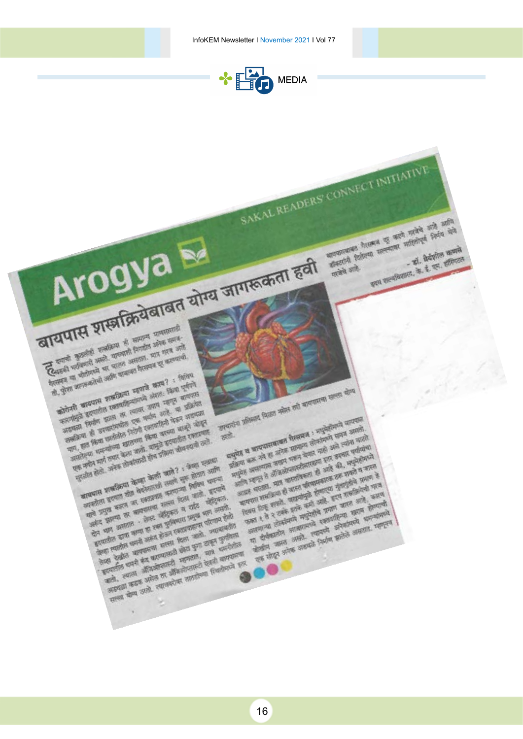## MEDIA

**SAKAL READERS' CONNECT INITIATIVE**

# Arogya

## बायपास शस्त्रक्रियेबाबत योग्य जागरूकता हवी

**कोरोनरी बायपास शस्त्रक्रिया म्हणजे काय?**

**बायपास शस्त्रक्रिया केव्हा केली जाते?**

**मधुमेह व बायपासबाबत गैरसमज**

- डॉ. धैर्यशील कणसे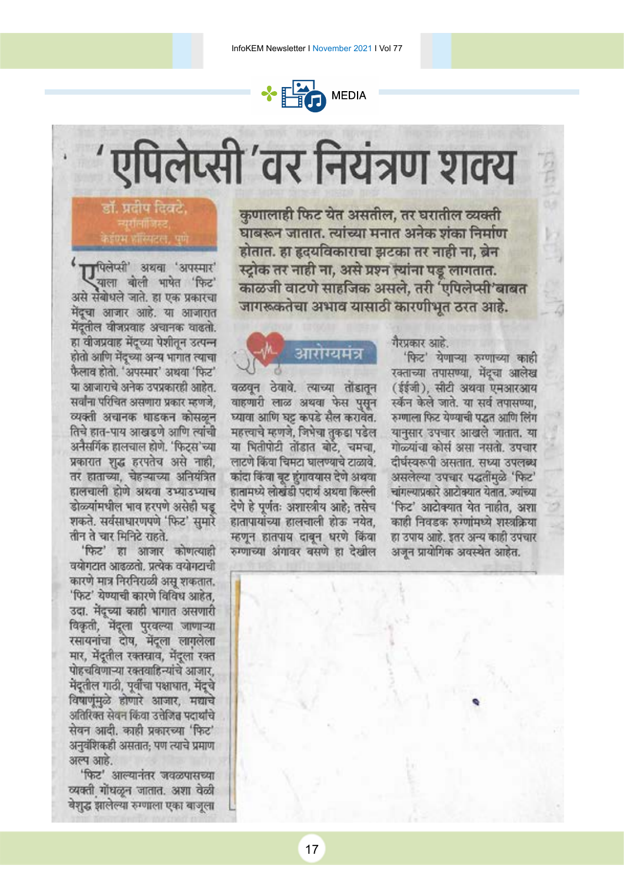## MEDIA

# 'एपिलेप्सी'वर नियंत्रण शक्य

**डॉ. प्रदीप दिवटे,**
न्यूरॉलॉजिस्ट,
केईएम हॉस्पिटल, पुणे

**कुणालाही फिट येत असतील, तर घरातील व्यक्ती घाबरून जातात. त्यांच्या मनात अनेक शंका निर्माण होतात. हा हृदयविकाराचा झटका तर नाही ना, ब्रेन स्ट्रोक तर नाही ना, असे प्रश्न त्यांना पडू लागतात. काळजी वाटणे साहजिक असले, तरी 'एपिलेप्सी'बाबत जागरूकतेचा अभाव यासाठी कारणीभूत ठरत आहे.**

'एपिलेप्सी' अथवा 'अपस्मार' याला बोली भाषेत 'फिट' असे संबोधले जाते. हा एक प्रकारचा मेंदूचा आजार आहे. या आजारात मेंदूतील वीजप्रवाह अचानक वाढतो. हा वीजप्रवाह मेंदूच्या पेशीतून उत्पन्न होतो आणि मेंदूच्या अन्य भागात त्याचा फैलाव होतो. 'अपस्मार' अथवा 'फिट' या आजाराचे अनेक उपप्रकारही आहेत. सर्वांना परिचित असणारा प्रकार म्हणजे, व्यक्ती अचानक धाडकन कोसळून तिचे हात-पाय आखडणे आणि त्यांची अनैसर्गिक हालचाल होणे. 'फिट्स'च्या प्रकारात शुद्ध हरपतेच असे नाही, तर हाताच्या, चेहऱ्याच्या अनियंत्रित हालचाली होणे अथवा उघ्याडउघ्याच डोळ्यांमधील भाव हरपणे असेही घडू शकते. सर्वसाधारणपणे 'फिट' सुमारे तीन ते चार मिनिटे राहते.

'फिट' हा आजार कोणत्याही वयोगटात आढळतो. प्रत्येक वयोगटाची कारणे मात्र निरनिराळी असू शकतात. 'फिट' येण्याची कारणे विविध आहेत, उदा. मेंदूच्या काही भागात असणारी विकृती, मेंदूला पुरवल्या जाणाऱ्या रसायनांचा दोष, मेंदूला लागलेला मार, मेंदूतील रक्तस्राव, मेंदूला रक्त पोहचविणाऱ्या रक्तवाहिन्यांचे आजार, मेंदूतील गाठी, पूर्वीचा पक्षाघात, मेंदूचे विषाणूंमुळे होणारे आजार, मद्याचे अतिरिक्त सेवन किंवा उत्तेजित पदार्थांचे सेवन आदी. काही प्रकारच्या 'फिट' अनुवंशिकही असतात; पण त्याचे प्रमाण अल्प आहे.

'फिट' आल्यानंतर जवळपासच्या व्यक्ती गोंधळून जातात. अशा वेळी बेशुद्ध झालेल्या रुग्णाला एका बाजूला

### आरोग्यमंत्र

वळवून ठेवावे. त्याच्या तोंडातून वाहणारी लाळ अथवा फेस पुसून घ्यावा आणि घट्ट कपडे सैल करावेत. महत्त्वाचे म्हणजे, जिभेचा तुकडा पडेल या भितीपोटी तोंडात बोटे, चमचा, लाटणे किंवा चिमटा घालण्याचे टाळावे. कांदा किंवा बूट हुंगावयास देणे अथवा हातामध्ये लोखंडी पदार्थ अथवा किल्ली देणे हे पूर्णतः अशास्त्रीय आहे; तसेच हातापायांच्या हालचाली होऊ नयेत, म्हणून हातपाय दाबून धरणे किंवा रुग्णाच्या अंगावर बसणे हा देखील गैरप्रकार आहे.

'फिट' येणाऱ्या रुग्णाच्या काही रक्ताच्या तपासण्या, मेंदूचा आलेख (ईईजी), सीटी अथवा एमआरआय स्कॅन केले जाते. या सर्व तपासण्या, रुग्णाला फिट येण्याची पद्धत आणि लिंग यानुसार उपचार आखले जातात. या गोळ्यांचा कोर्स असा नसतो. उपचार दीर्घस्वरूपी असतात. सध्या उपलब्ध असलेल्या उपचार पद्धतींमुळे 'फिट' चांगल्याप्रकारे आटोक्यात येतात. ज्यांच्या 'फिट' आटोक्यात येत नाहीत, अशा काही निवडक रुग्णांमध्ये शस्त्रक्रिया हा उपाय आहे. इतर अन्य काही उपचार अजून प्रायोगिक अवस्थेत आहेत.